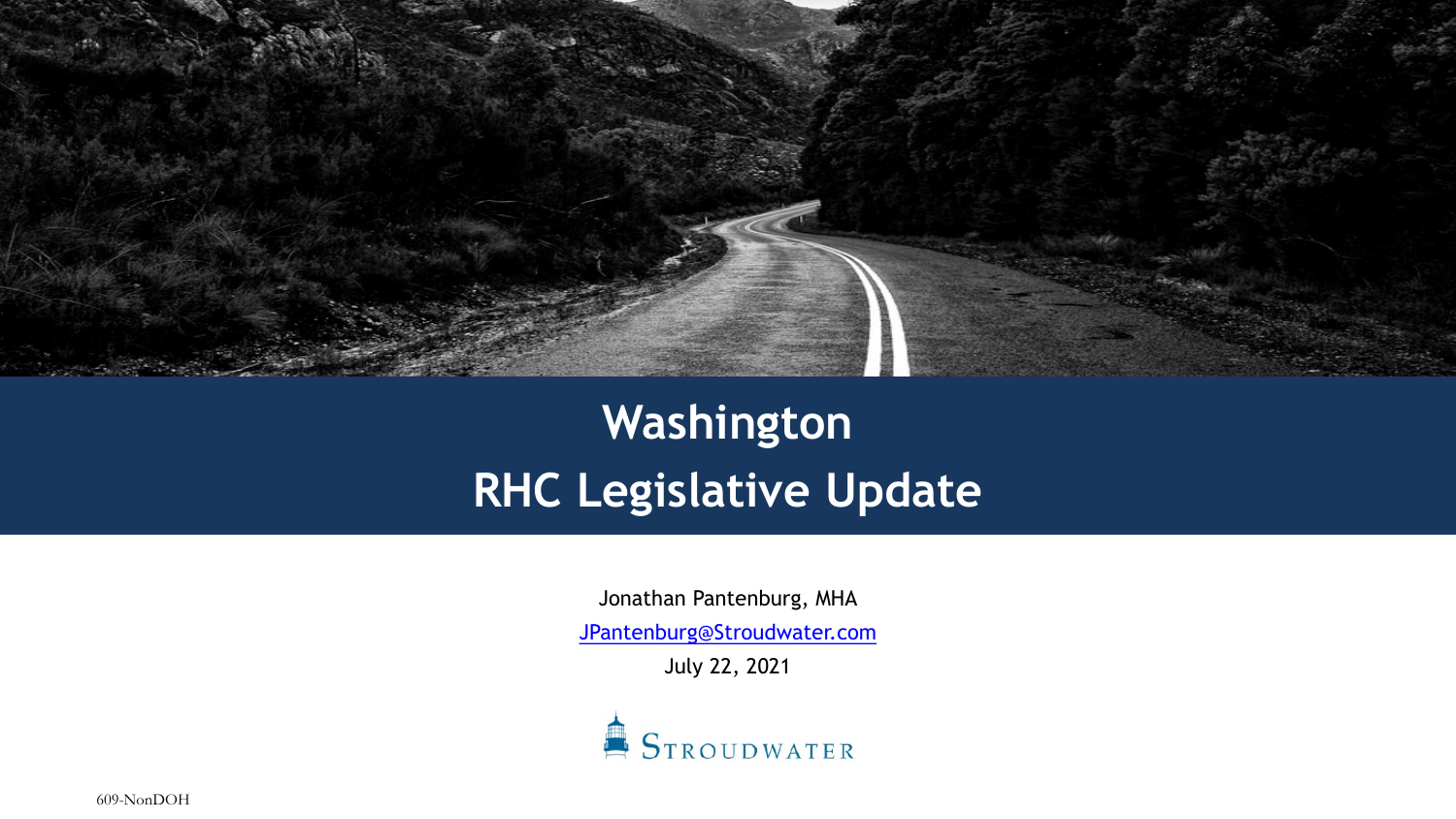# Washington
# RHC Legislative Update

Jonathan Pantenburg, MHA

JPantenburg@Stroudwater.com

July 22, 2021

Stroudwater

609-NonDOH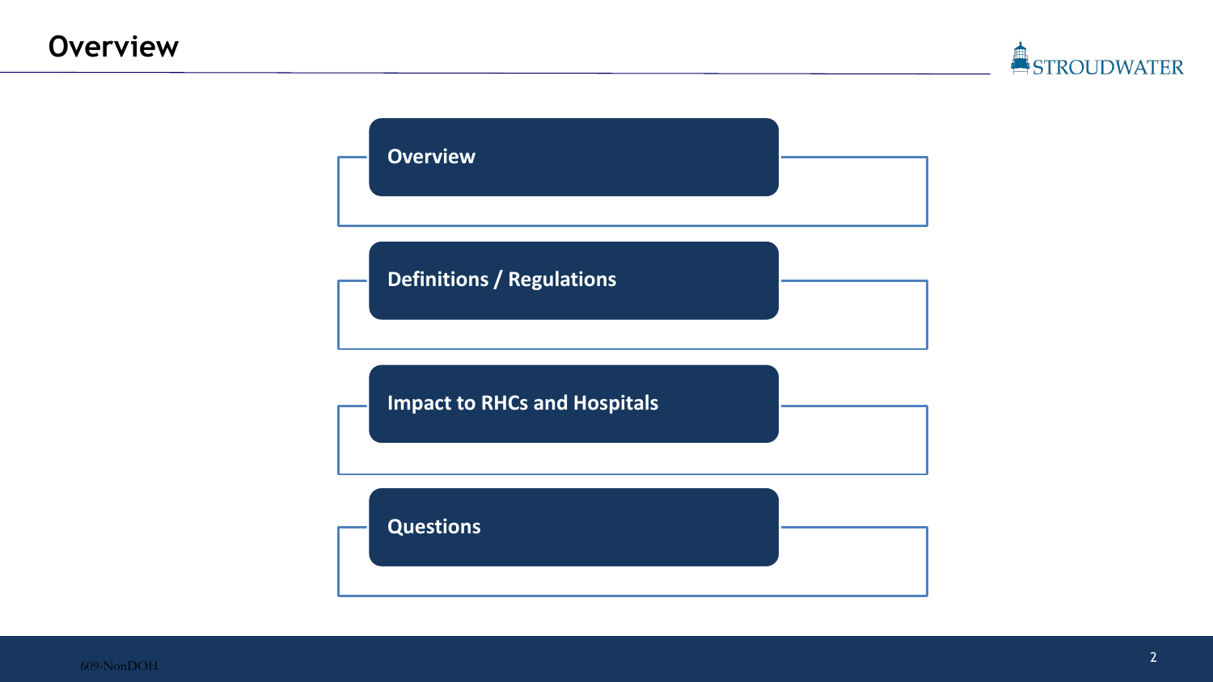# Overview

- Overview
- Definitions / Regulations
- Impact to RHCs and Hospitals
- Questions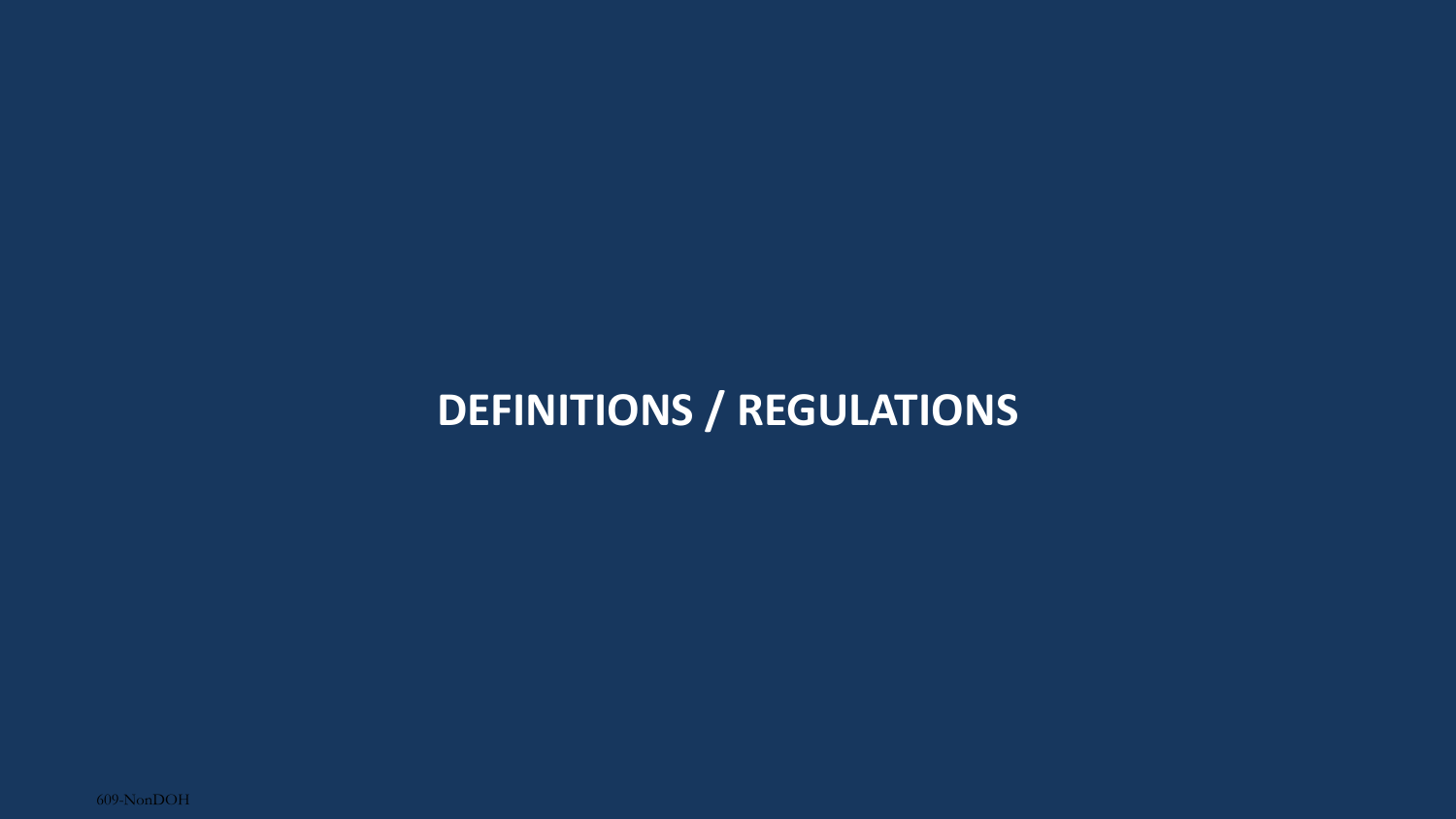# DEFINITIONS / REGULATIONS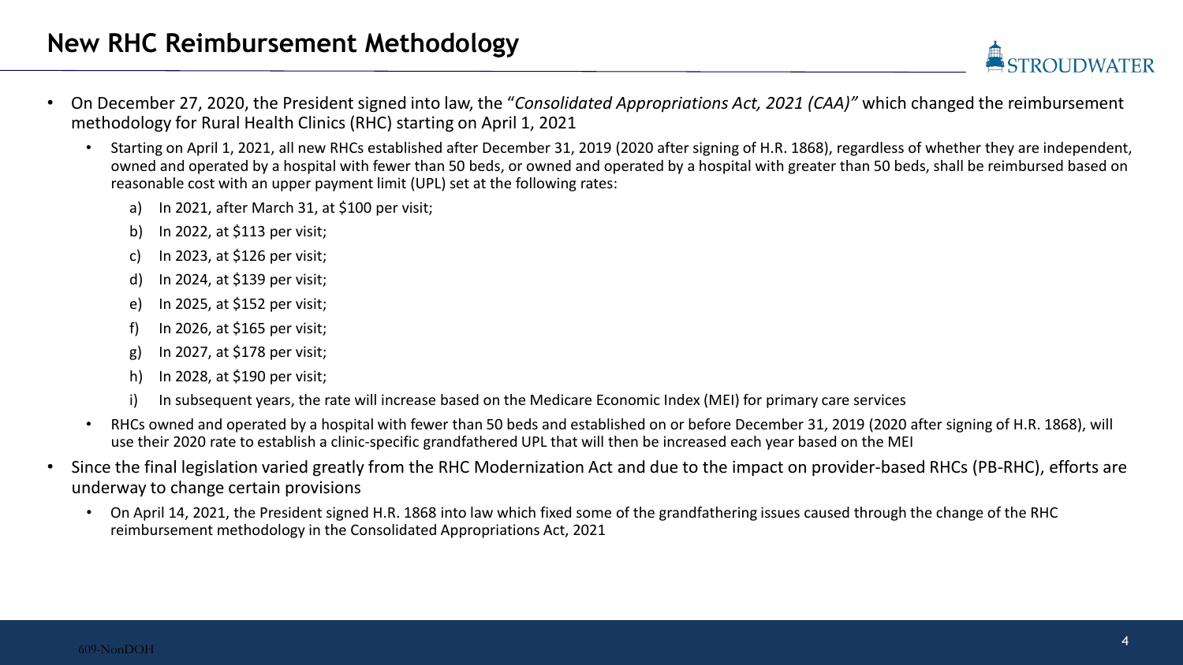# New RHC Reimbursement Methodology

- On December 27, 2020, the President signed into law, the "*Consolidated Appropriations Act, 2021 (CAA)"* which changed the reimbursement methodology for Rural Health Clinics (RHC) starting on April 1, 2021
  - Starting on April 1, 2021, all new RHCs established after December 31, 2019 (2020 after signing of H.R. 1868), regardless of whether they are independent, owned and operated by a hospital with fewer than 50 beds, or owned and operated by a hospital with greater than 50 beds, shall be reimbursed based on reasonable cost with an upper payment limit (UPL) set at the following rates:
    a) In 2021, after March 31, at $100 per visit;
    b) In 2022, at $113 per visit;
    c) In 2023, at $126 per visit;
    d) In 2024, at $139 per visit;
    e) In 2025, at $152 per visit;
    f) In 2026, at $165 per visit;
    g) In 2027, at $178 per visit;
    h) In 2028, at $190 per visit;
    i) In subsequent years, the rate will increase based on the Medicare Economic Index (MEI) for primary care services
  - RHCs owned and operated by a hospital with fewer than 50 beds and established on or before December 31, 2019 (2020 after signing of H.R. 1868), will use their 2020 rate to establish a clinic-specific grandfathered UPL that will then be increased each year based on the MEI
- Since the final legislation varied greatly from the RHC Modernization Act and due to the impact on provider-based RHCs (PB-RHC), efforts are underway to change certain provisions
  - On April 14, 2021, the President signed H.R. 1868 into law which fixed some of the grandfathering issues caused through the change of the RHC reimbursement methodology in the Consolidated Appropriations Act, 2021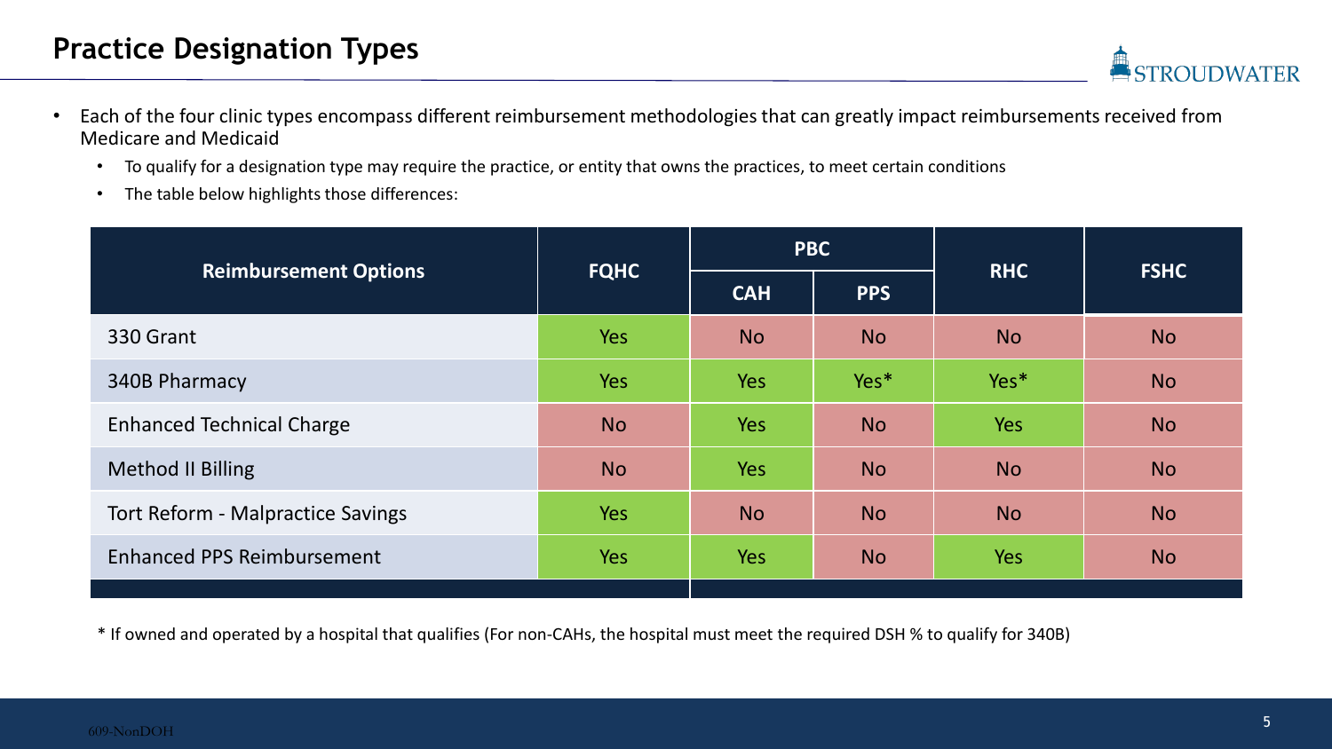# Practice Designation Types

- Each of the four clinic types encompass different reimbursement methodologies that can greatly impact reimbursements received from Medicare and Medicaid
  - To qualify for a designation type may require the practice, or entity that owns the practices, to meet certain conditions
  - The table below highlights those differences:

| Reimbursement Options | FQHC | PBC | | RHC | FSHC |
|---|---|---|---|---|---|
| | | CAH | PPS | | |
| 330 Grant | Yes | No | No | No | No |
| 340B Pharmacy | Yes | Yes | Yes* | Yes* | No |
| Enhanced Technical Charge | No | Yes | No | Yes | No |
| Method II Billing | No | Yes | No | No | No |
| Tort Reform - Malpractice Savings | Yes | No | No | No | No |
| Enhanced PPS Reimbursement | Yes | Yes | No | Yes | No |

\* If owned and operated by a hospital that qualifies (For non-CAHs, the hospital must meet the required DSH % to qualify for 340B)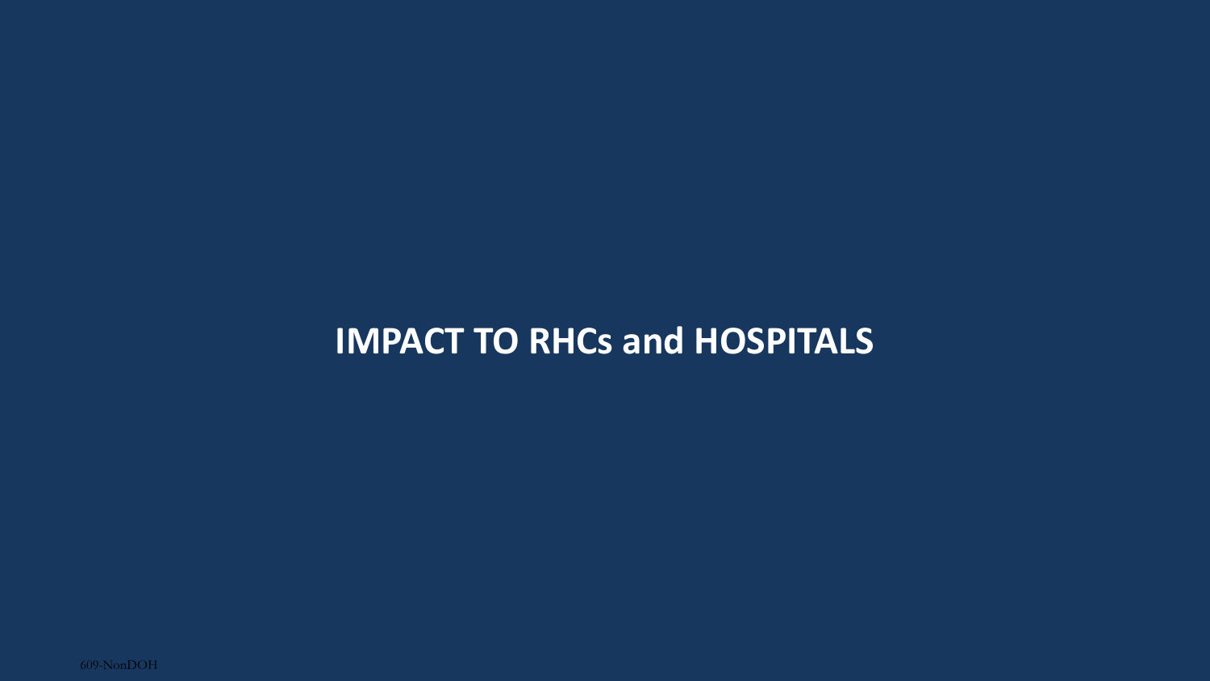# IMPACT TO RHCs and HOSPITALS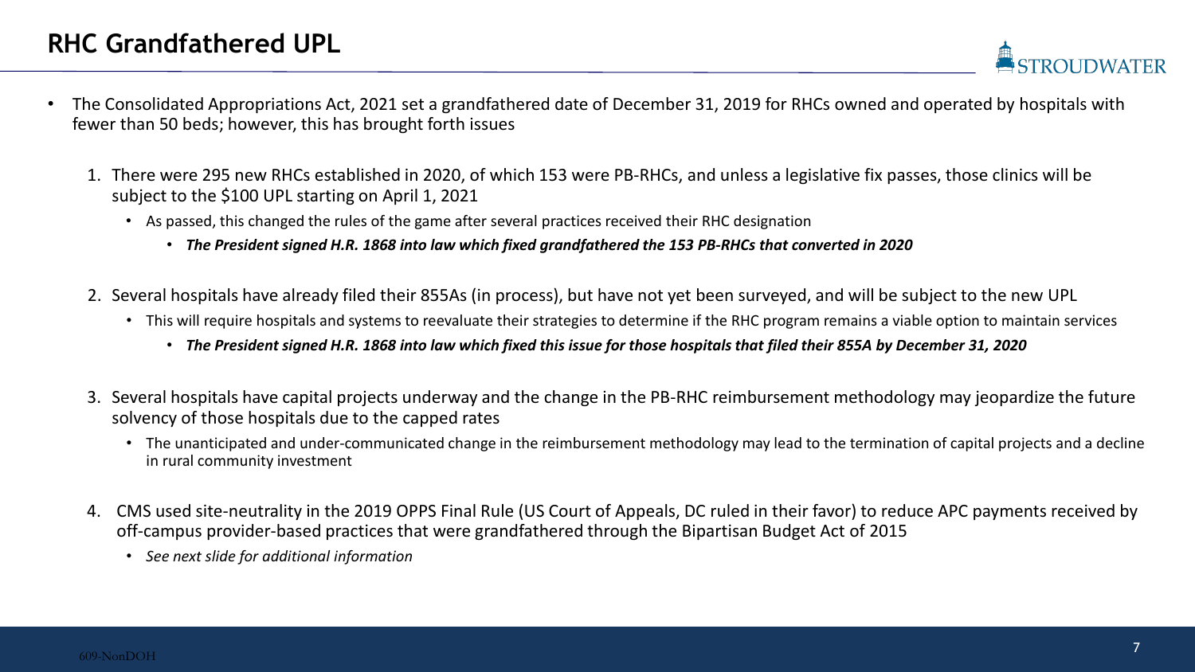# RHC Grandfathered UPL

- The Consolidated Appropriations Act, 2021 set a grandfathered date of December 31, 2019 for RHCs owned and operated by hospitals with fewer than 50 beds; however, this has brought forth issues

  1. There were 295 new RHCs established in 2020, of which 153 were PB-RHCs, and unless a legislative fix passes, those clinics will be subject to the $100 UPL starting on April 1, 2021
     - As passed, this changed the rules of the game after several practices received their RHC designation
       - ***The President signed H.R. 1868 into law which fixed grandfathered the 153 PB-RHCs that converted in 2020***

  2. Several hospitals have already filed their 855As (in process), but have not yet been surveyed, and will be subject to the new UPL
     - This will require hospitals and systems to reevaluate their strategies to determine if the RHC program remains a viable option to maintain services
       - ***The President signed H.R. 1868 into law which fixed this issue for those hospitals that filed their 855A by December 31, 2020***

  3. Several hospitals have capital projects underway and the change in the PB-RHC reimbursement methodology may jeopardize the future solvency of those hospitals due to the capped rates
     - The unanticipated and under-communicated change in the reimbursement methodology may lead to the termination of capital projects and a decline in rural community investment

  4. CMS used site-neutrality in the 2019 OPPS Final Rule (US Court of Appeals, DC ruled in their favor) to reduce APC payments received by off-campus provider-based practices that were grandfathered through the Bipartisan Budget Act of 2015
     - *See next slide for additional information*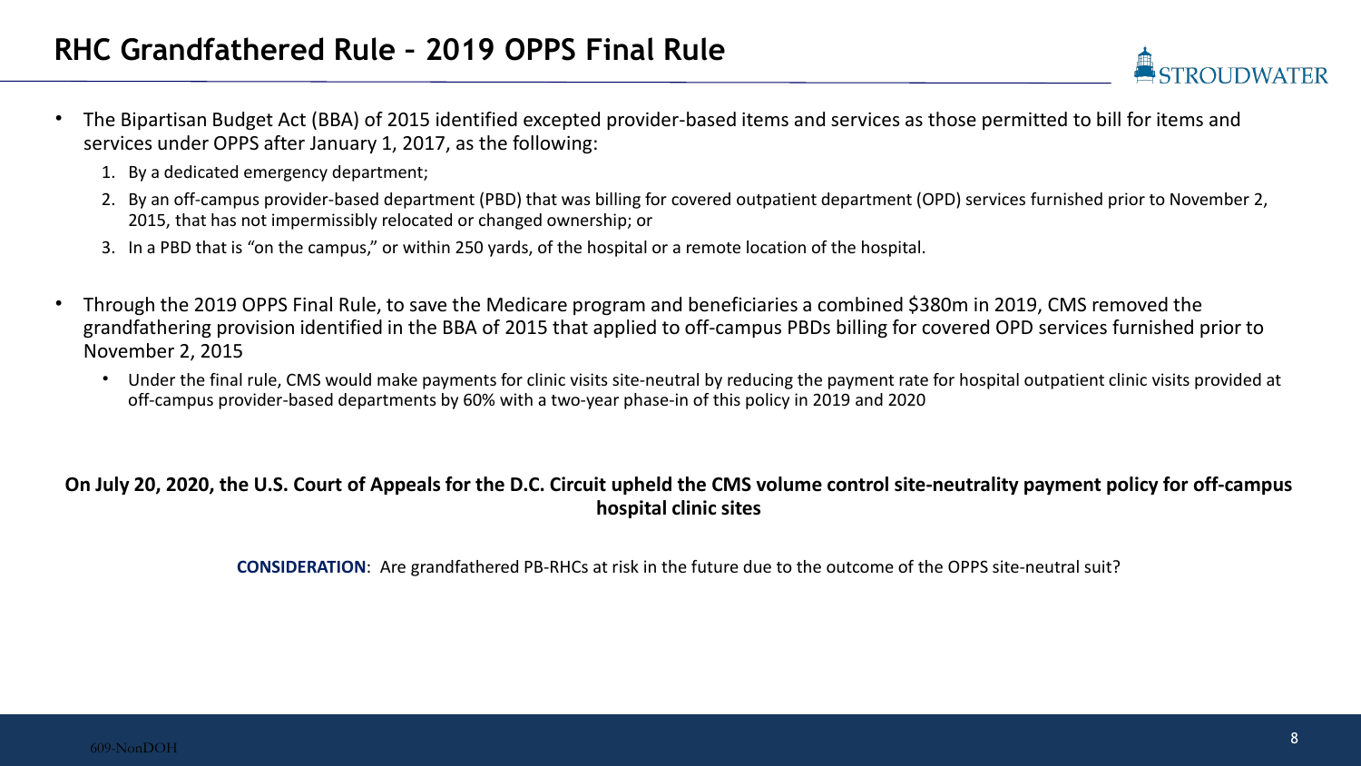# RHC Grandfathered Rule – 2019 OPPS Final Rule

- The Bipartisan Budget Act (BBA) of 2015 identified excepted provider-based items and services as those permitted to bill for items and services under OPPS after January 1, 2017, as the following:
  1. By a dedicated emergency department;
  2. By an off-campus provider-based department (PBD) that was billing for covered outpatient department (OPD) services furnished prior to November 2, 2015, that has not impermissibly relocated or changed ownership; or
  3. In a PBD that is "on the campus," or within 250 yards, of the hospital or a remote location of the hospital.

- Through the 2019 OPPS Final Rule, to save the Medicare program and beneficiaries a combined $380m in 2019, CMS removed the grandfathering provision identified in the BBA of 2015 that applied to off-campus PBDs billing for covered OPD services furnished prior to November 2, 2015
  - Under the final rule, CMS would make payments for clinic visits site-neutral by reducing the payment rate for hospital outpatient clinic visits provided at off-campus provider-based departments by 60% with a two-year phase-in of this policy in 2019 and 2020

**On July 20, 2020, the U.S. Court of Appeals for the D.C. Circuit upheld the CMS volume control site-neutrality payment policy for off-campus hospital clinic sites**

**CONSIDERATION**: Are grandfathered PB-RHCs at risk in the future due to the outcome of the OPPS site-neutral suit?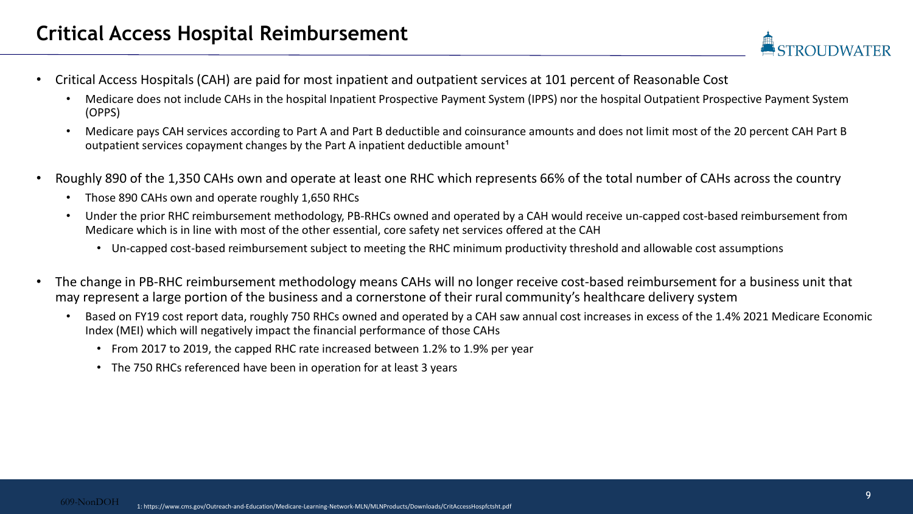# Critical Access Hospital Reimbursement

- Critical Access Hospitals (CAH) are paid for most inpatient and outpatient services at 101 percent of Reasonable Cost
  - Medicare does not include CAHs in the hospital Inpatient Prospective Payment System (IPPS) nor the hospital Outpatient Prospective Payment System (OPPS)
  - Medicare pays CAH services according to Part A and Part B deductible and coinsurance amounts and does not limit most of the 20 percent CAH Part B outpatient services copayment changes by the Part A inpatient deductible amount[1]
- Roughly 890 of the 1,350 CAHs own and operate at least one RHC which represents 66% of the total number of CAHs across the country
  - Those 890 CAHs own and operate roughly 1,650 RHCs
  - Under the prior RHC reimbursement methodology, PB-RHCs owned and operated by a CAH would receive un-capped cost-based reimbursement from Medicare which is in line with most of the other essential, core safety net services offered at the CAH
    - Un-capped cost-based reimbursement subject to meeting the RHC minimum productivity threshold and allowable cost assumptions
- The change in PB-RHC reimbursement methodology means CAHs will no longer receive cost-based reimbursement for a business unit that may represent a large portion of the business and a cornerstone of their rural community's healthcare delivery system
  - Based on FY19 cost report data, roughly 750 RHCs owned and operated by a CAH saw annual cost increases in excess of the 1.4% 2021 Medicare Economic Index (MEI) which will negatively impact the financial performance of those CAHs
    - From 2017 to 2019, the capped RHC rate increased between 1.2% to 1.9% per year
    - The 750 RHCs referenced have been in operation for at least 3 years

1: https://www.cms.gov/Outreach-and-Education/Medicare-Learning-Network-MLN/MLNProducts/Downloads/CritAccessHospfctsht.pdf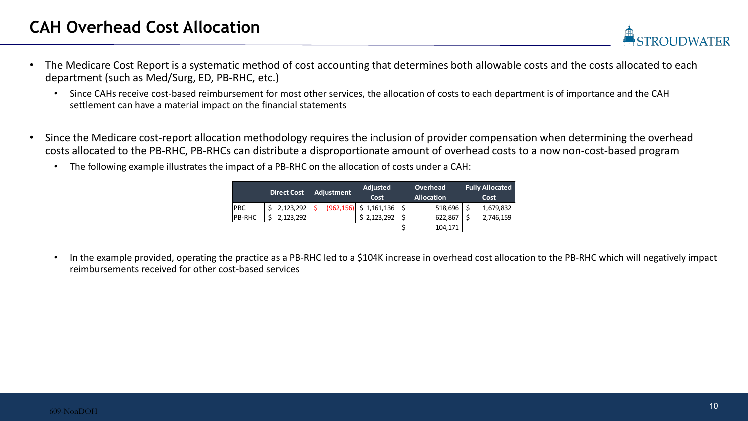# CAH Overhead Cost Allocation

- The Medicare Cost Report is a systematic method of cost accounting that determines both allowable costs and the costs allocated to each department (such as Med/Surg, ED, PB-RHC, etc.)
  - Since CAHs receive cost-based reimbursement for most other services, the allocation of costs to each department is of importance and the CAH settlement can have a material impact on the financial statements
- Since the Medicare cost-report allocation methodology requires the inclusion of provider compensation when determining the overhead costs allocated to the PB-RHC, PB-RHCs can distribute a disproportionate amount of overhead costs to a now non-cost-based program
  - The following example illustrates the impact of a PB-RHC on the allocation of costs under a CAH:

| | Direct Cost | Adjustment | Adjusted Cost | Overhead Allocation | Fully Allocated Cost |
|---|---|---|---|---|---|
| PBC | $ 2,123,292 | $ (962,156) | $ 1,161,136 | $ 518,696 | $ 1,679,832 |
| PB-RHC | $ 2,123,292 | | $ 2,123,292 | $ 622,867 | $ 2,746,159 |
| | | | | $ 104,171 | |

  - In the example provided, operating the practice as a PB-RHC led to a $104K increase in overhead cost allocation to the PB-RHC which will negatively impact reimbursements received for other cost-based services

609-NonDOH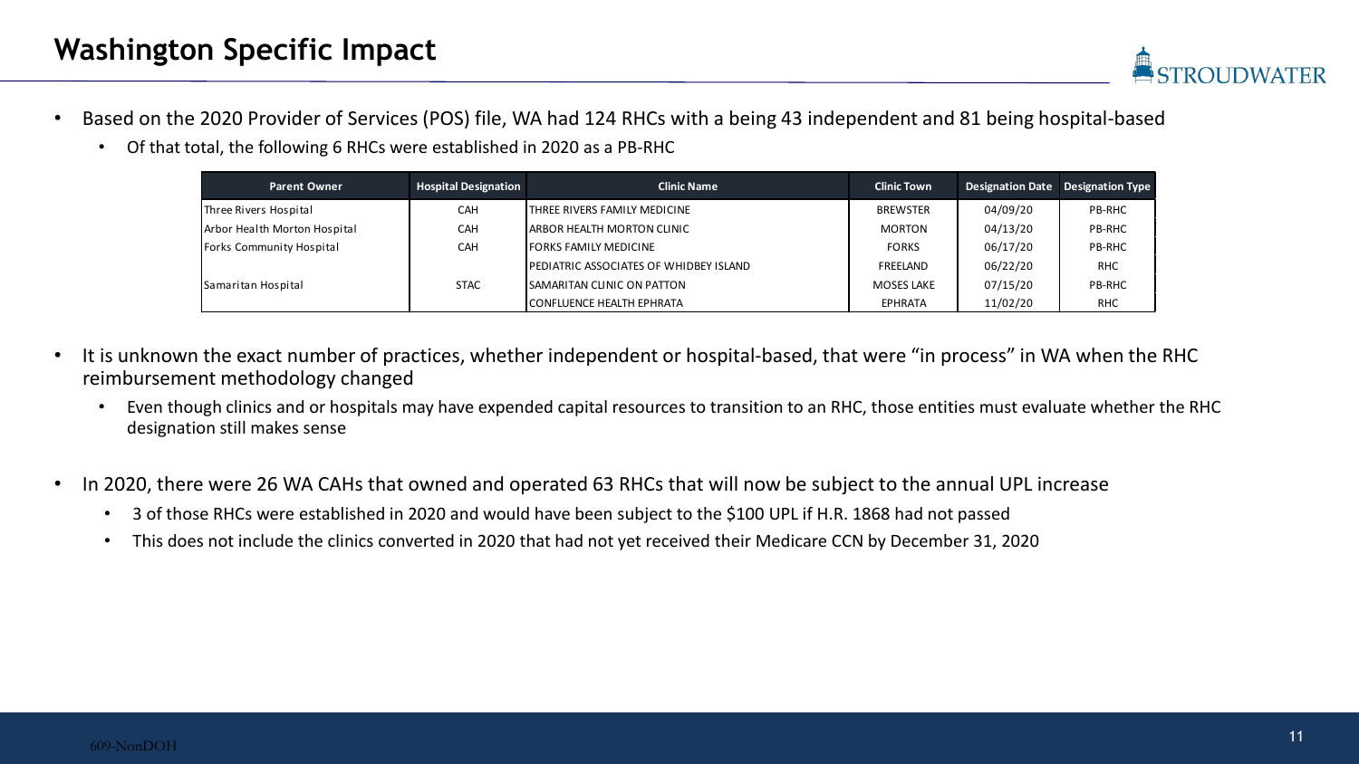## Washington Specific Impact

- Based on the 2020 Provider of Services (POS) file, WA had 124 RHCs with a being 43 independent and 81 being hospital-based
  - Of that total, the following 6 RHCs were established in 2020 as a PB-RHC

| Parent Owner | Hospital Designation | Clinic Name | Clinic Town | Designation Date | Designation Type |
|---|---|---|---|---|---|
| Three Rivers Hospital | CAH | THREE RIVERS FAMILY MEDICINE | BREWSTER | 04/09/20 | PB-RHC |
| Arbor Health Morton Hospital | CAH | ARBOR HEALTH MORTON CLINIC | MORTON | 04/13/20 | PB-RHC |
| Forks Community Hospital | CAH | FORKS FAMILY MEDICINE | FORKS | 06/17/20 | PB-RHC |
| | | PEDIATRIC ASSOCIATES OF WHIDBEY ISLAND | FREELAND | 06/22/20 | RHC |
| Samaritan Hospital | STAC | SAMARITAN CLINIC ON PATTON | MOSES LAKE | 07/15/20 | PB-RHC |
| | | CONFLUENCE HEALTH EPHRATA | EPHRATA | 11/02/20 | RHC |

- It is unknown the exact number of practices, whether independent or hospital-based, that were "in process" in WA when the RHC reimbursement methodology changed
  - Even though clinics and or hospitals may have expended capital resources to transition to an RHC, those entities must evaluate whether the RHC designation still makes sense
- In 2020, there were 26 WA CAHs that owned and operated 63 RHCs that will now be subject to the annual UPL increase
  - 3 of those RHCs were established in 2020 and would have been subject to the $100 UPL if H.R. 1868 had not passed
  - This does not include the clinics converted in 2020 that had not yet received their Medicare CCN by December 31, 2020

609-NonDOH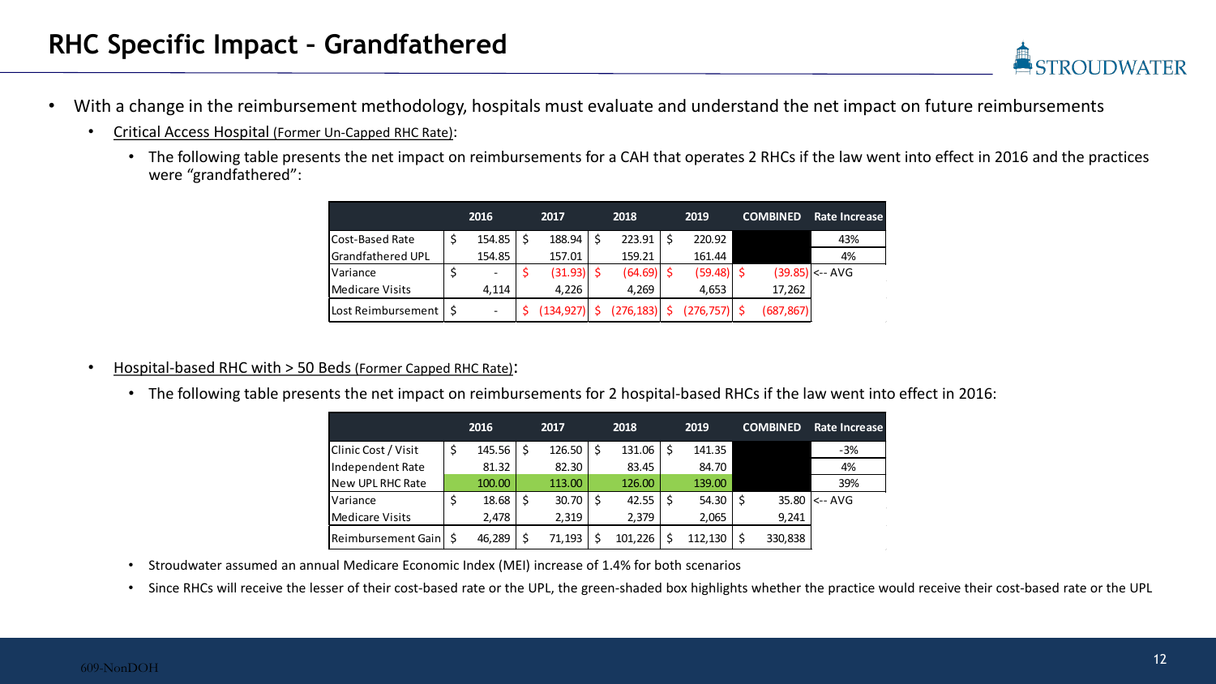# RHC Specific Impact – Grandfathered

- With a change in the reimbursement methodology, hospitals must evaluate and understand the net impact on future reimbursements
  - Critical Access Hospital (Former Un-Capped RHC Rate):
    - The following table presents the net impact on reimbursements for a CAH that operates 2 RHCs if the law went into effect in 2016 and the practices were "grandfathered":

| | 2016 | 2017 | 2018 | 2019 | COMBINED | Rate Increase |
|---|---|---|---|---|---|---|
| Cost-Based Rate | $ 154.85 | $ 188.94 | $ 223.91 | $ 220.92 | | 43% |
| Grandfathered UPL | 154.85 | 157.01 | 159.21 | 161.44 | | 4% |
| Variance | $ - | $ (31.93) | $ (64.69) | $ (59.48) | $ (39.85) | <-- AVG |
| Medicare Visits | 4,114 | 4,226 | 4,269 | 4,653 | 17,262 | |
| Lost Reimbursement | $ - | $ (134,927) | $ (276,183) | $ (276,757) | $ (687,867) | |

- Hospital-based RHC with > 50 Beds (Former Capped RHC Rate):
  - The following table presents the net impact on reimbursements for 2 hospital-based RHCs if the law went into effect in 2016:

| | 2016 | 2017 | 2018 | 2019 | COMBINED | Rate Increase |
|---|---|---|---|---|---|---|
| Clinic Cost / Visit | $ 145.56 | $ 126.50 | $ 131.06 | $ 141.35 | | -3% |
| Independent Rate | 81.32 | 82.30 | 83.45 | 84.70 | | 4% |
| New UPL RHC Rate | 100.00 | 113.00 | 126.00 | 139.00 | | 39% |
| Variance | $ 18.68 | $ 30.70 | $ 42.55 | $ 54.30 | $ 35.80 | <-- AVG |
| Medicare Visits | 2,478 | 2,319 | 2,379 | 2,065 | 9,241 | |
| Reimbursement Gain | $ 46,289 | $ 71,193 | $ 101,226 | $ 112,130 | $ 330,838 | |

- Stroudwater assumed an annual Medicare Economic Index (MEI) increase of 1.4% for both scenarios
- Since RHCs will receive the lesser of their cost-based rate or the UPL, the green-shaded box highlights whether the practice would receive their cost-based rate or the UPL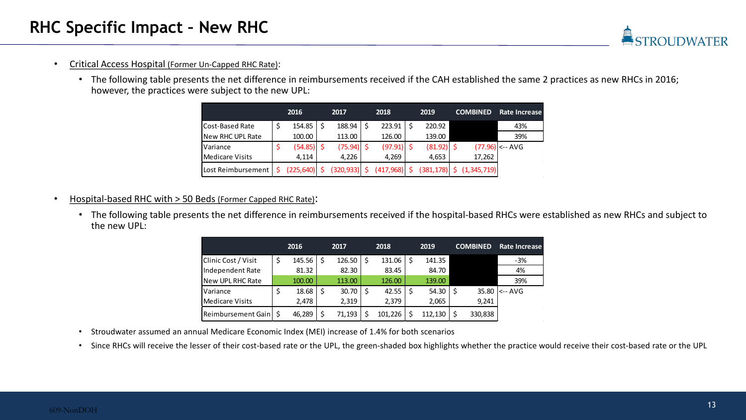# RHC Specific Impact – New RHC

- Critical Access Hospital (Former Un-Capped RHC Rate):
  - The following table presents the net difference in reimbursements received if the CAH established the same 2 practices as new RHCs in 2016; however, the practices were subject to the new UPL:

| | 2016 | 2017 | 2018 | 2019 | COMBINED | Rate Increase |
|---|---|---|---|---|---|---|
| Cost-Based Rate | $ 154.85 | $ 188.94 | $ 223.91 | $ 220.92 | | 43% |
| New RHC UPL Rate | 100.00 | 113.00 | 126.00 | 139.00 | | 39% |
| Variance | $ (54.85) | $ (75.94) | $ (97.91) | $ (81.92) | $ (77.96) | <-- AVG |
| Medicare Visits | 4,114 | 4,226 | 4,269 | 4,653 | 17,262 | |
| Lost Reimbursement | $ (225,640) | $ (320,933) | $ (417,968) | $ (381,178) | $ (1,345,719) | |

- Hospital-based RHC with > 50 Beds (Former Capped RHC Rate):
  - The following table presents the net difference in reimbursements received if the hospital-based RHCs were established as new RHCs and subject to the new UPL:

| | 2016 | 2017 | 2018 | 2019 | COMBINED | Rate Increase |
|---|---|---|---|---|---|---|
| Clinic Cost / Visit | $ 145.56 | $ 126.50 | $ 131.06 | $ 141.35 | | -3% |
| Independent Rate | 81.32 | 82.30 | 83.45 | 84.70 | | 4% |
| New UPL RHC Rate | 100.00 | 113.00 | 126.00 | 139.00 | | 39% |
| Variance | $ 18.68 | $ 30.70 | $ 42.55 | $ 54.30 | $ 35.80 | <-- AVG |
| Medicare Visits | 2,478 | 2,319 | 2,379 | 2,065 | 9,241 | |
| Reimbursement Gain | $ 46,289 | $ 71,193 | $ 101,226 | $ 112,130 | $ 330,838 | |

  - Stroudwater assumed an annual Medicare Economic Index (MEI) increase of 1.4% for both scenarios
  - Since RHCs will receive the lesser of their cost-based rate or the UPL, the green-shaded box highlights whether the practice would receive their cost-based rate or the UPL

609-NonDOH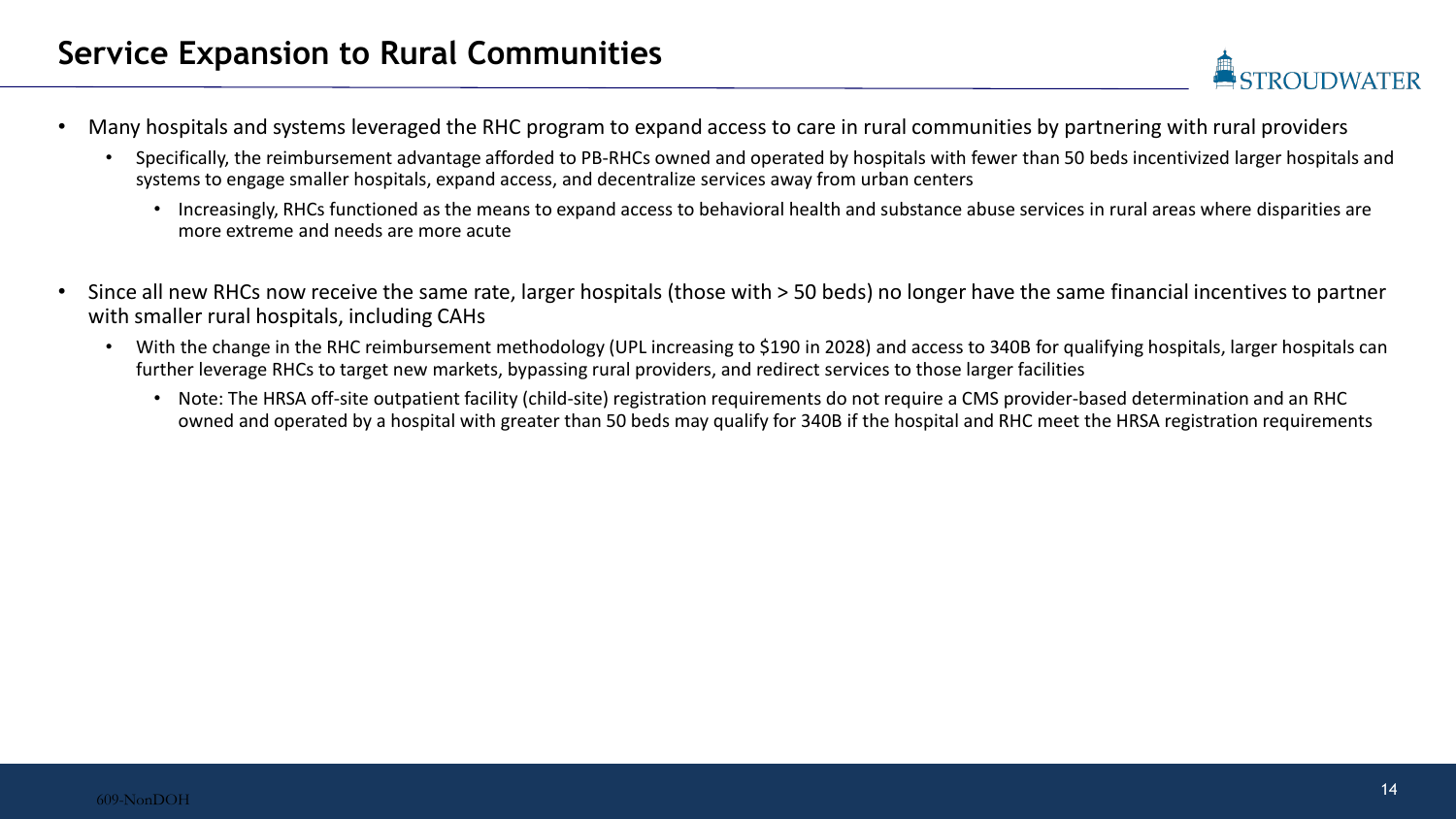## Service Expansion to Rural Communities

- Many hospitals and systems leveraged the RHC program to expand access to care in rural communities by partnering with rural providers
  - Specifically, the reimbursement advantage afforded to PB-RHCs owned and operated by hospitals with fewer than 50 beds incentivized larger hospitals and systems to engage smaller hospitals, expand access, and decentralize services away from urban centers
    - Increasingly, RHCs functioned as the means to expand access to behavioral health and substance abuse services in rural areas where disparities are more extreme and needs are more acute

- Since all new RHCs now receive the same rate, larger hospitals (those with > 50 beds) no longer have the same financial incentives to partner with smaller rural hospitals, including CAHs
  - With the change in the RHC reimbursement methodology (UPL increasing to $190 in 2028) and access to 340B for qualifying hospitals, larger hospitals can further leverage RHCs to target new markets, bypassing rural providers, and redirect services to those larger facilities
    - Note: The HRSA off-site outpatient facility (child-site) registration requirements do not require a CMS provider-based determination and an RHC owned and operated by a hospital with greater than 50 beds may qualify for 340B if the hospital and RHC meet the HRSA registration requirements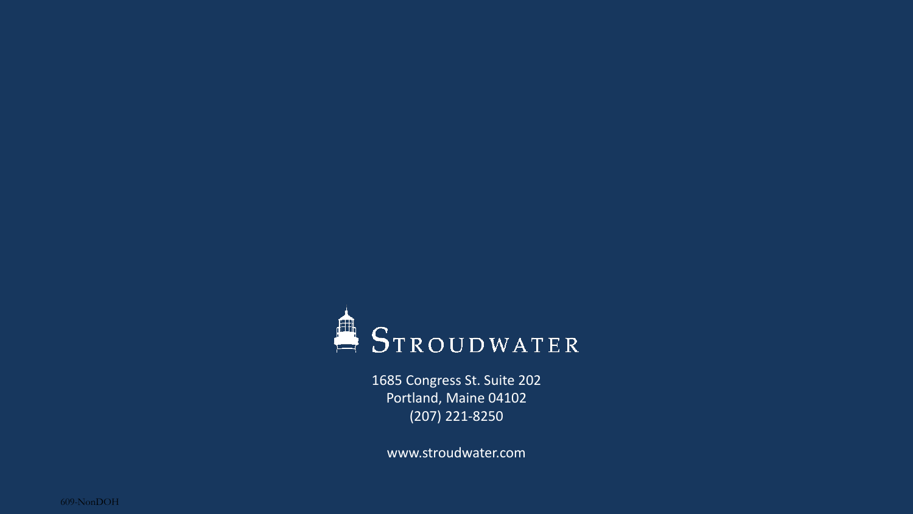STROUDWATER

1685 Congress St. Suite 202
Portland, Maine 04102
(207) 221-8250

www.stroudwater.com

609-NonDOH